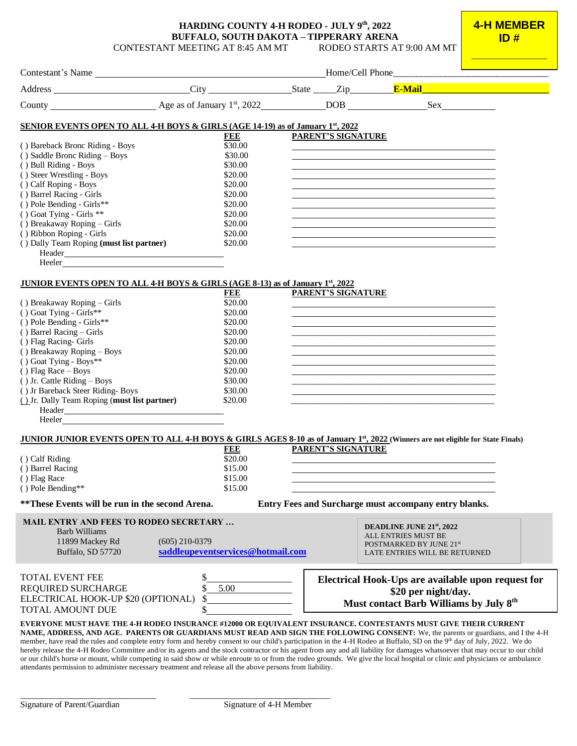# HARDING COUNTY 4-H RODEO - JULY 9th, 2022
## BUFFALO, SOUTH DAKOTA – TIPPERARY ARENA

CONTESTANT MEETING AT 8:45 AM MT  RODEO STARTS AT 9:00 AM MT

**4-H MEMBER ID #** ______________

Contestant's Name ______________________________ Home/Cell Phone ______________________

Address ______________________ City ______________ State _____ Zip ________ **E-Mail** ______________________

County ________________ Age as of January 1st, 2022 __________ DOB ____________ Sex __________

**SENIOR EVENTS OPEN TO ALL 4-H BOYS & GIRLS (AGE 14-19) as of January 1st, 2022**

| Event | FEE | PARENT'S SIGNATURE |
|---|---|---|
| ( ) Bareback Bronc Riding - Boys | $30.00 | |
| ( ) Saddle Bronc Riding – Boys | $30.00 | |
| ( ) Bull Riding - Boys | $30.00 | |
| ( ) Steer Wrestling - Boys | $20.00 | |
| ( ) Calf Roping - Boys | $20.00 | |
| ( ) Barrel Racing - Girls | $20.00 | |
| ( ) Pole Bending - Girls** | $20.00 | |
| ( ) Goat Tying - Girls ** | $20.00 | |
| ( ) Breakaway Roping – Girls | $20.00 | |
| ( ) Ribbon Roping - Girls | $20.00 | |
| ( ) Dally Team Roping **(must list partner)** | $20.00 | |

Header ______________________

Heeler ______________________

**JUNIOR EVENTS OPEN TO ALL 4-H BOYS & GIRLS (AGE 8-13) as of January 1st, 2022**

| Event | FEE | PARENT'S SIGNATURE |
|---|---|---|
| ( ) Breakaway Roping – Girls | $20.00 | |
| ( ) Goat Tying - Girls** | $20.00 | |
| ( ) Pole Bending - Girls** | $20.00 | |
| ( ) Barrel Racing – Girls | $20.00 | |
| ( ) Flag Racing- Girls | $20.00 | |
| ( ) Breakaway Roping – Boys | $20.00 | |
| ( ) Goat Tying - Boys** | $20.00 | |
| ( ) Flag Race – Boys | $20.00 | |
| ( ) Jr. Cattle Riding – Boys | $30.00 | |
| ( ) Jr Bareback Steer Riding- Boys | $30.00 | |
| ( ) Jr. Dally Team Roping **(must list partner)** | $20.00 | |

Header ______________________

Heeler ______________________

**JUNIOR JUNIOR EVENTS OPEN TO ALL 4-H BOYS & GIRLS AGES 8-10 as of January 1st, 2022** **(Winners are not eligible for State Finals)**

| Event | FEE | PARENT'S SIGNATURE |
|---|---|---|
| ( ) Calf Riding | $20.00 | |
| ( ) Barrel Racing | $15.00 | |
| ( ) Flag Race | $15.00 | |
| ( ) Pole Bending** | $15.00 | |

**\*\*These Events will be run in the second Arena.**  **Entry Fees and Surcharge must accompany entry blanks.**

**MAIL ENTRY AND FEES TO RODEO SECRETARY …**
Barb Williams
11899 Mackey Rd  (605) 210-0379
Buffalo, SD 57720  **saddleupeventservices@hotmail.com**

**DEADLINE JUNE 21st, 2022**
ALL ENTRIES MUST BE POSTMARKED BY JUNE 21st
LATE ENTRIES WILL BE RETURNED

| | |
|---|---|
| TOTAL EVENT FEE | $ ________ |
| REQUIRED SURCHARGE | $ 5.00 |
| ELECTRICAL HOOK-UP $20 (OPTIONAL) | $ ________ |
| TOTAL AMOUNT DUE | $ ________ |

**Electrical Hook-Ups are available upon request for $20 per night/day. Must contact Barb Williams by July 8th**

**EVERYONE MUST HAVE THE 4-H RODEO INSURANCE #12000 OR EQUIVALENT INSURANCE. CONTESTANTS MUST GIVE THEIR CURRENT NAME, ADDRESS, AND AGE. PARENTS OR GUARDIANS MUST READ AND SIGN THE FOLLOWING CONSENT:** We, the parents or guardians, and I the 4-H member, have read the rules and complete entry form and hereby consent to our child's participation in the 4-H Rodeo at Buffalo, SD on the 9th day of July, 2022. We do hereby release the 4-H Rodeo Committee and/or its agents and the stock contractor or his agent from any and all liability for damages whatsoever that may occur to our child or our child's horse or mount, while competing in said show or while enroute to or from the rodeo grounds. We give the local hospital or clinic and physicians or ambulance attendants permission to administer necessary treatment and release all the above persons from liability.

______________________________  ______________________________
Signature of Parent/Guardian  Signature of 4-H Member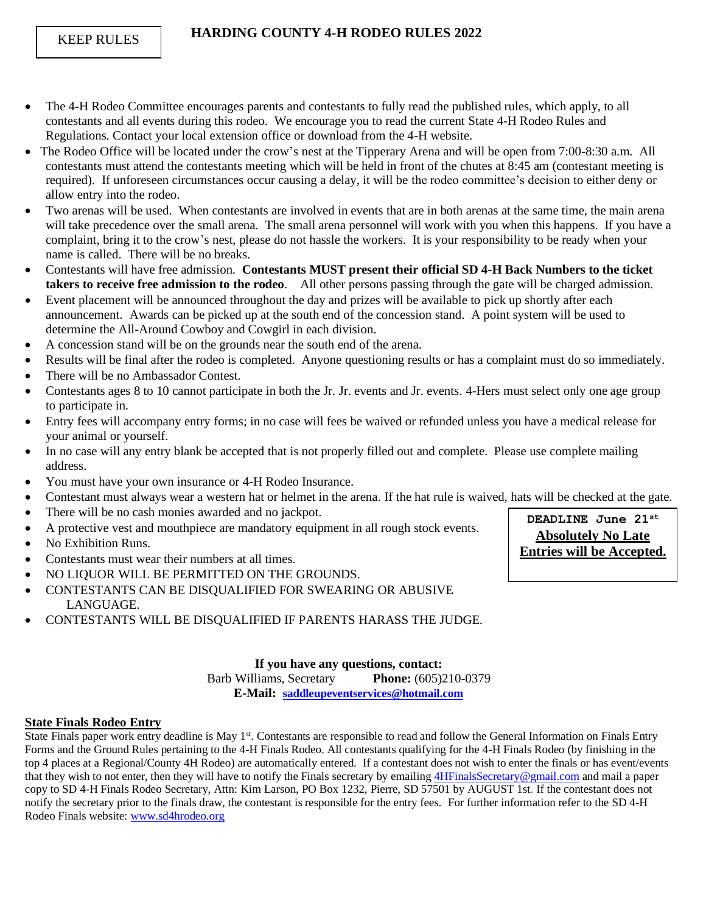KEEP RULES

# HARDING COUNTY 4-H RODEO RULES 2022

- The 4-H Rodeo Committee encourages parents and contestants to fully read the published rules, which apply, to all contestants and all events during this rodeo. We encourage you to read the current State 4-H Rodeo Rules and Regulations. Contact your local extension office or download from the 4-H website.
- The Rodeo Office will be located under the crow's nest at the Tipperary Arena and will be open from 7:00-8:30 a.m. All contestants must attend the contestants meeting which will be held in front of the chutes at 8:45 am (contestant meeting is required). If unforeseen circumstances occur causing a delay, it will be the rodeo committee's decision to either deny or allow entry into the rodeo.
- Two arenas will be used. When contestants are involved in events that are in both arenas at the same time, the main arena will take precedence over the small arena. The small arena personnel will work with you when this happens. If you have a complaint, bring it to the crow's nest, please do not hassle the workers. It is your responsibility to be ready when your name is called. There will be no breaks.
- Contestants will have free admission. **Contestants MUST present their official SD 4-H Back Numbers to the ticket takers to receive free admission to the rodeo**. All other persons passing through the gate will be charged admission.
- Event placement will be announced throughout the day and prizes will be available to pick up shortly after each announcement. Awards can be picked up at the south end of the concession stand. A point system will be used to determine the All-Around Cowboy and Cowgirl in each division.
- A concession stand will be on the grounds near the south end of the arena.
- Results will be final after the rodeo is completed. Anyone questioning results or has a complaint must do so immediately.
- There will be no Ambassador Contest.
- Contestants ages 8 to 10 cannot participate in both the Jr. Jr. events and Jr. events. 4-Hers must select only one age group to participate in.
- Entry fees will accompany entry forms; in no case will fees be waived or refunded unless you have a medical release for your animal or yourself.
- In no case will any entry blank be accepted that is not properly filled out and complete. Please use complete mailing address.
- You must have your own insurance or 4-H Rodeo Insurance.
- Contestant must always wear a western hat or helmet in the arena. If the hat rule is waived, hats will be checked at the gate.
- There will be no cash monies awarded and no jackpot.
- A protective vest and mouthpiece are mandatory equipment in all rough stock events.
- No Exhibition Runs.
- Contestants must wear their numbers at all times.
- NO LIQUOR WILL BE PERMITTED ON THE GROUNDS.
- CONTESTANTS CAN BE DISQUALIFIED FOR SWEARING OR ABUSIVE LANGUAGE.
- CONTESTANTS WILL BE DISQUALIFIED IF PARENTS HARASS THE JUDGE.

**DEADLINE June 21st**
**Absolutely No Late Entries will be Accepted.**

**If you have any questions, contact:**
Barb Williams, Secretary **Phone:** (605)210-0379
**E-Mail:** **saddleupeventservices@hotmail.com**

## State Finals Rodeo Entry

State Finals paper work entry deadline is May 1st. Contestants are responsible to read and follow the General Information on Finals Entry Forms and the Ground Rules pertaining to the 4-H Finals Rodeo. All contestants qualifying for the 4-H Finals Rodeo (by finishing in the top 4 places at a Regional/County 4H Rodeo) are automatically entered. If a contestant does not wish to enter the finals or has event/events that they wish to not enter, then they will have to notify the Finals secretary by emailing 4HFinalsSecretary@gmail.com and mail a paper copy to SD 4-H Finals Rodeo Secretary, Attn: Kim Larson, PO Box 1232, Pierre, SD 57501 by AUGUST 1st. If the contestant does not notify the secretary prior to the finals draw, the contestant is responsible for the entry fees. For further information refer to the SD 4-H Rodeo Finals website: www.sd4hrodeo.org